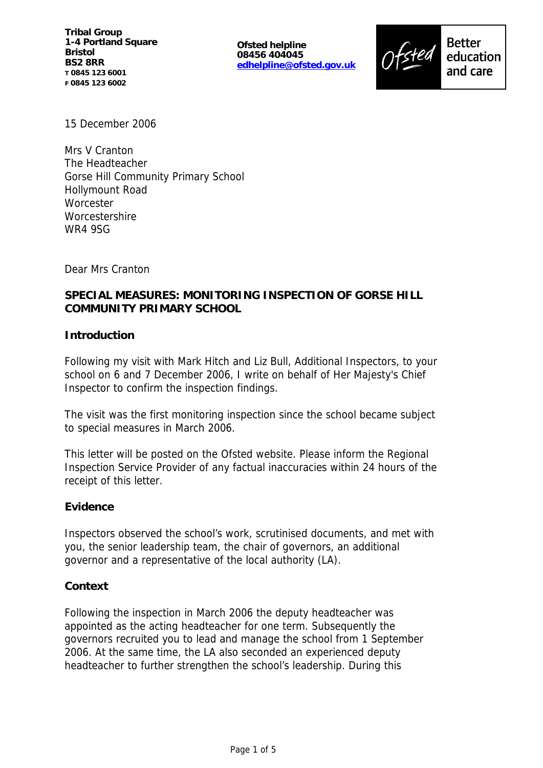**Tribal Group**
**1-4 Portland Square**
**Bristol**
**BS2 8RR**
**T 0845 123 6001**
**F 0845 123 6002**

**Ofsted helpline**
**08456 404045**
**edhelpline@ofsted.gov.uk**

Ofsted Better education and care

15 December 2006

Mrs V Cranton
The Headteacher
Gorse Hill Community Primary School
Hollymount Road
Worcester
Worcestershire
WR4 9SG

Dear Mrs Cranton

**SPECIAL MEASURES: MONITORING INSPECTION OF GORSE HILL COMMUNITY PRIMARY SCHOOL**

**Introduction**

Following my visit with Mark Hitch and Liz Bull, Additional Inspectors, to your school on 6 and 7 December 2006, I write on behalf of Her Majesty's Chief Inspector to confirm the inspection findings.

The visit was the first monitoring inspection since the school became subject to special measures in March 2006.

This letter will be posted on the Ofsted website. Please inform the Regional Inspection Service Provider of any factual inaccuracies within 24 hours of the receipt of this letter.

**Evidence**

Inspectors observed the school's work, scrutinised documents, and met with you, the senior leadership team, the chair of governors, an additional governor and a representative of the local authority (LA).

**Context**

Following the inspection in March 2006 the deputy headteacher was appointed as the acting headteacher for one term. Subsequently the governors recruited you to lead and manage the school from 1 September 2006. At the same time, the LA also seconded an experienced deputy headteacher to further strengthen the school's leadership. During this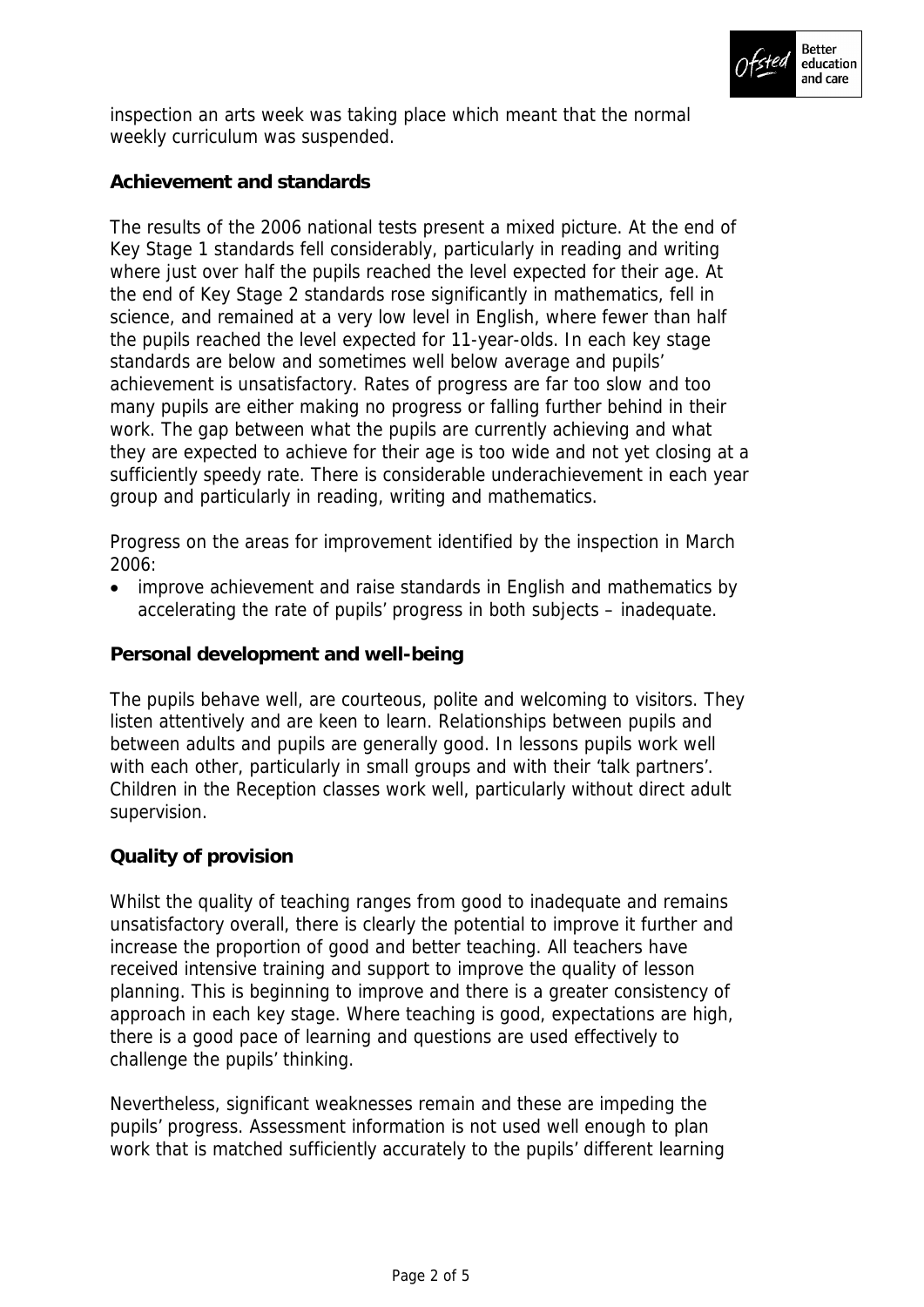inspection an arts week was taking place which meant that the normal weekly curriculum was suspended.

## Achievement and standards

The results of the 2006 national tests present a mixed picture. At the end of Key Stage 1 standards fell considerably, particularly in reading and writing where just over half the pupils reached the level expected for their age. At the end of Key Stage 2 standards rose significantly in mathematics, fell in science, and remained at a very low level in English, where fewer than half the pupils reached the level expected for 11-year-olds. In each key stage standards are below and sometimes well below average and pupils' achievement is unsatisfactory. Rates of progress are far too slow and too many pupils are either making no progress or falling further behind in their work. The gap between what the pupils are currently achieving and what they are expected to achieve for their age is too wide and not yet closing at a sufficiently speedy rate. There is considerable underachievement in each year group and particularly in reading, writing and mathematics.

Progress on the areas for improvement identified by the inspection in March 2006:

- improve achievement and raise standards in English and mathematics by accelerating the rate of pupils' progress in both subjects – inadequate.

## Personal development and well-being

The pupils behave well, are courteous, polite and welcoming to visitors. They listen attentively and are keen to learn. Relationships between pupils and between adults and pupils are generally good. In lessons pupils work well with each other, particularly in small groups and with their 'talk partners'. Children in the Reception classes work well, particularly without direct adult supervision.

## Quality of provision

Whilst the quality of teaching ranges from good to inadequate and remains unsatisfactory overall, there is clearly the potential to improve it further and increase the proportion of good and better teaching. All teachers have received intensive training and support to improve the quality of lesson planning. This is beginning to improve and there is a greater consistency of approach in each key stage. Where teaching is good, expectations are high, there is a good pace of learning and questions are used effectively to challenge the pupils' thinking.

Nevertheless, significant weaknesses remain and these are impeding the pupils' progress. Assessment information is not used well enough to plan work that is matched sufficiently accurately to the pupils' different learning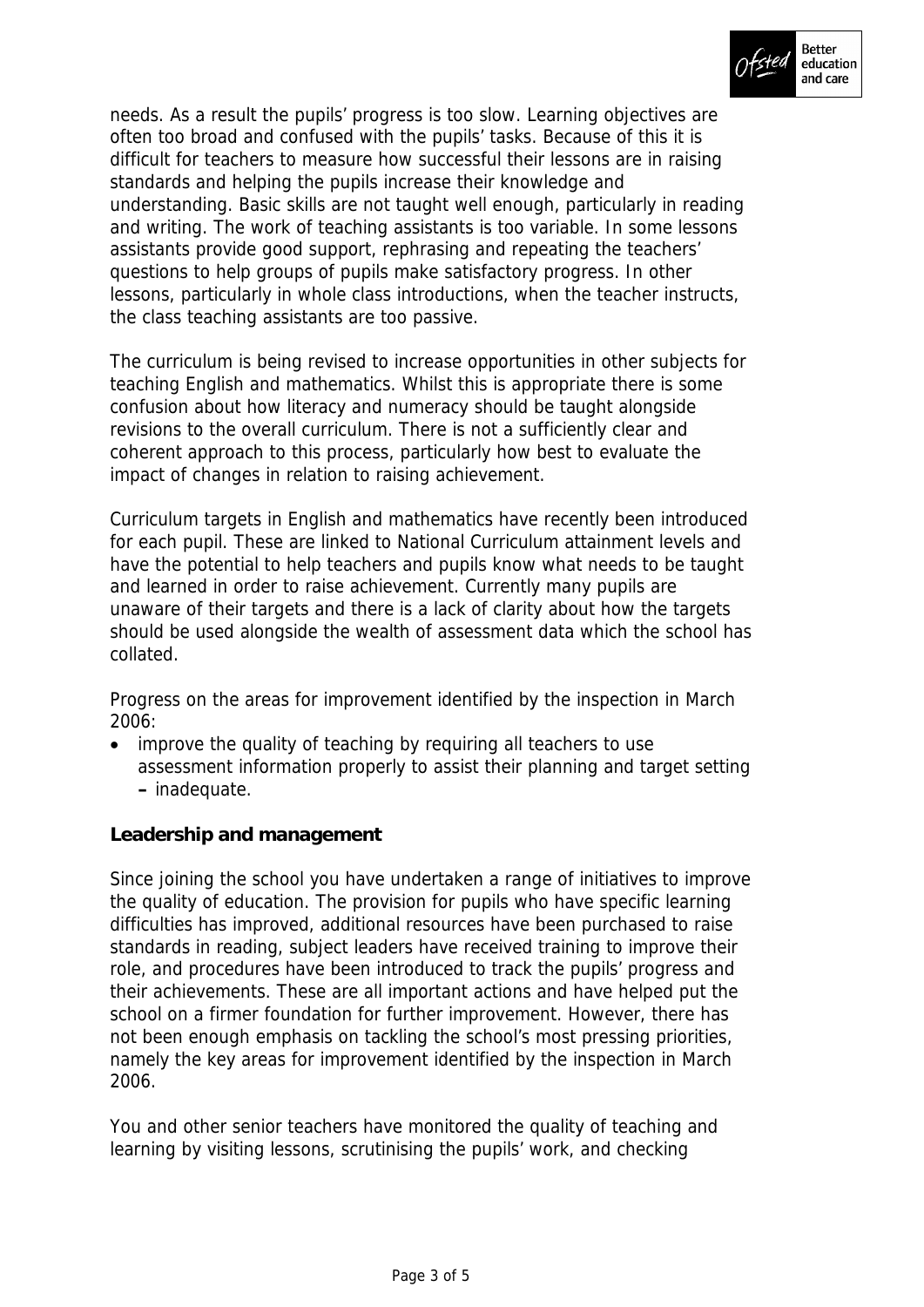needs. As a result the pupils' progress is too slow. Learning objectives are often too broad and confused with the pupils' tasks. Because of this it is difficult for teachers to measure how successful their lessons are in raising standards and helping the pupils increase their knowledge and understanding. Basic skills are not taught well enough, particularly in reading and writing. The work of teaching assistants is too variable. In some lessons assistants provide good support, rephrasing and repeating the teachers' questions to help groups of pupils make satisfactory progress. In other lessons, particularly in whole class introductions, when the teacher instructs, the class teaching assistants are too passive.

The curriculum is being revised to increase opportunities in other subjects for teaching English and mathematics. Whilst this is appropriate there is some confusion about how literacy and numeracy should be taught alongside revisions to the overall curriculum. There is not a sufficiently clear and coherent approach to this process, particularly how best to evaluate the impact of changes in relation to raising achievement.

Curriculum targets in English and mathematics have recently been introduced for each pupil. These are linked to National Curriculum attainment levels and have the potential to help teachers and pupils know what needs to be taught and learned in order to raise achievement. Currently many pupils are unaware of their targets and there is a lack of clarity about how the targets should be used alongside the wealth of assessment data which the school has collated.

Progress on the areas for improvement identified by the inspection in March 2006:

- improve the quality of teaching by requiring all teachers to use assessment information properly to assist their planning and target setting **–** inadequate.

**Leadership and management**

Since joining the school you have undertaken a range of initiatives to improve the quality of education. The provision for pupils who have specific learning difficulties has improved, additional resources have been purchased to raise standards in reading, subject leaders have received training to improve their role, and procedures have been introduced to track the pupils' progress and their achievements. These are all important actions and have helped put the school on a firmer foundation for further improvement. However, there has not been enough emphasis on tackling the school's most pressing priorities, namely the key areas for improvement identified by the inspection in March 2006.

You and other senior teachers have monitored the quality of teaching and learning by visiting lessons, scrutinising the pupils' work, and checking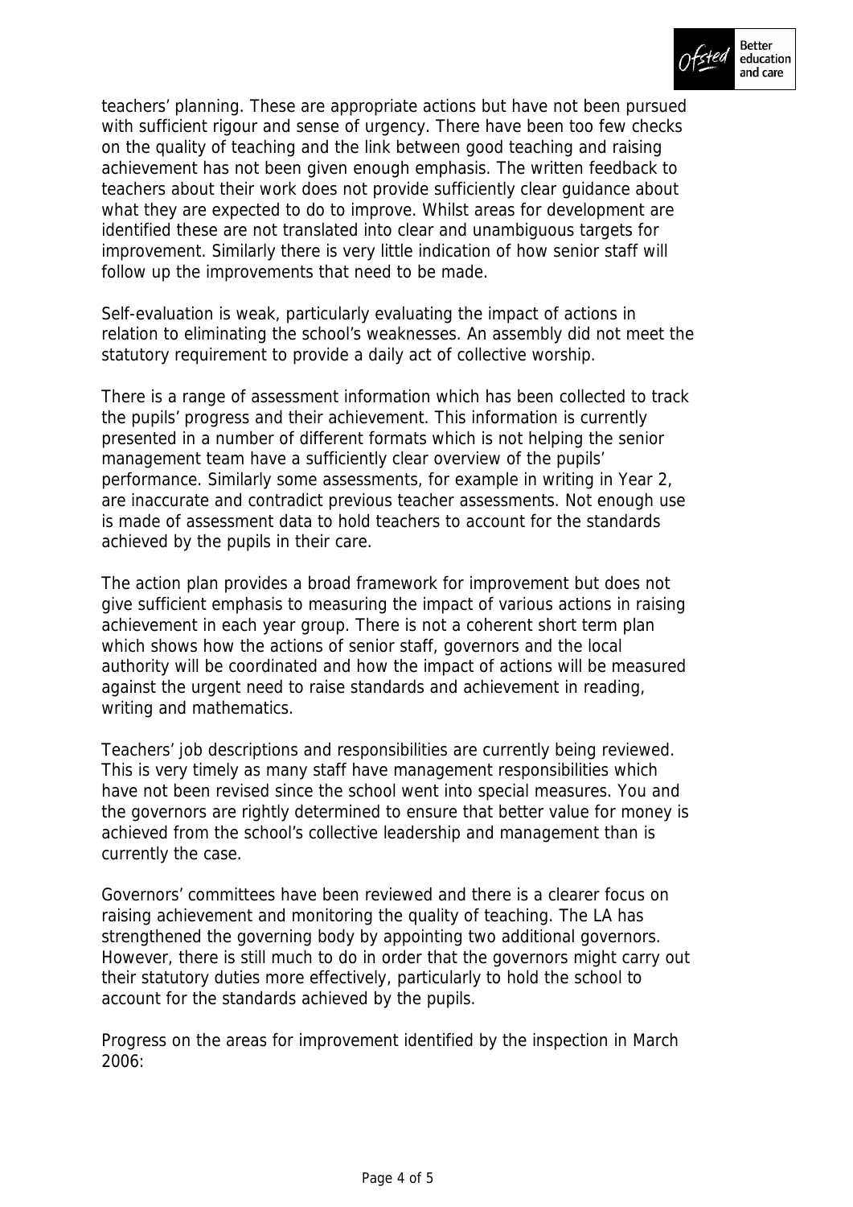teachers' planning. These are appropriate actions but have not been pursued with sufficient rigour and sense of urgency. There have been too few checks on the quality of teaching and the link between good teaching and raising achievement has not been given enough emphasis. The written feedback to teachers about their work does not provide sufficiently clear guidance about what they are expected to do to improve. Whilst areas for development are identified these are not translated into clear and unambiguous targets for improvement. Similarly there is very little indication of how senior staff will follow up the improvements that need to be made.

Self-evaluation is weak, particularly evaluating the impact of actions in relation to eliminating the school's weaknesses. An assembly did not meet the statutory requirement to provide a daily act of collective worship.

There is a range of assessment information which has been collected to track the pupils' progress and their achievement. This information is currently presented in a number of different formats which is not helping the senior management team have a sufficiently clear overview of the pupils' performance. Similarly some assessments, for example in writing in Year 2, are inaccurate and contradict previous teacher assessments. Not enough use is made of assessment data to hold teachers to account for the standards achieved by the pupils in their care.

The action plan provides a broad framework for improvement but does not give sufficient emphasis to measuring the impact of various actions in raising achievement in each year group. There is not a coherent short term plan which shows how the actions of senior staff, governors and the local authority will be coordinated and how the impact of actions will be measured against the urgent need to raise standards and achievement in reading, writing and mathematics.

Teachers' job descriptions and responsibilities are currently being reviewed. This is very timely as many staff have management responsibilities which have not been revised since the school went into special measures. You and the governors are rightly determined to ensure that better value for money is achieved from the school's collective leadership and management than is currently the case.

Governors' committees have been reviewed and there is a clearer focus on raising achievement and monitoring the quality of teaching. The LA has strengthened the governing body by appointing two additional governors. However, there is still much to do in order that the governors might carry out their statutory duties more effectively, particularly to hold the school to account for the standards achieved by the pupils.

Progress on the areas for improvement identified by the inspection in March 2006: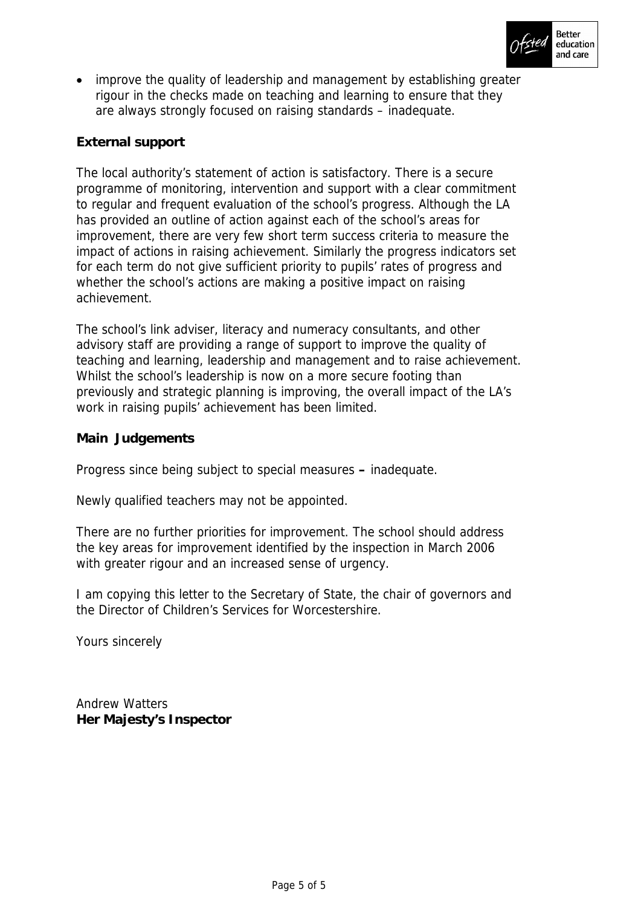- improve the quality of leadership and management by establishing greater rigour in the checks made on teaching and learning to ensure that they are always strongly focused on raising standards – inadequate.

**External support**

The local authority's statement of action is satisfactory. There is a secure programme of monitoring, intervention and support with a clear commitment to regular and frequent evaluation of the school's progress. Although the LA has provided an outline of action against each of the school's areas for improvement, there are very few short term success criteria to measure the impact of actions in raising achievement. Similarly the progress indicators set for each term do not give sufficient priority to pupils' rates of progress and whether the school's actions are making a positive impact on raising achievement.

The school's link adviser, literacy and numeracy consultants, and other advisory staff are providing a range of support to improve the quality of teaching and learning, leadership and management and to raise achievement. Whilst the school's leadership is now on a more secure footing than previously and strategic planning is improving, the overall impact of the LA's work in raising pupils' achievement has been limited.

**Main Judgements**

Progress since being subject to special measures **–** inadequate.

Newly qualified teachers may not be appointed.

There are no further priorities for improvement. The school should address the key areas for improvement identified by the inspection in March 2006 with greater rigour and an increased sense of urgency.

I am copying this letter to the Secretary of State, the chair of governors and the Director of Children's Services for Worcestershire.

Yours sincerely

Andrew Watters
**Her Majesty's Inspector**